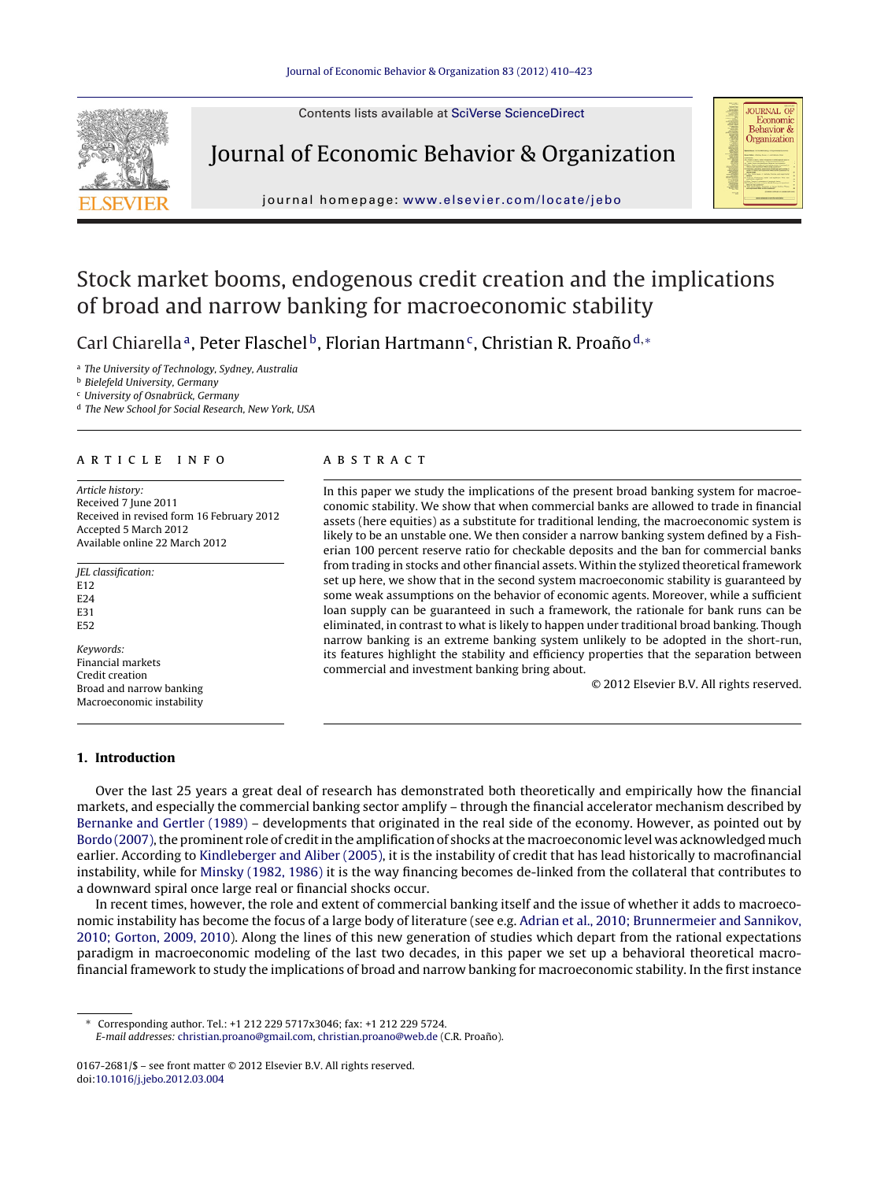# Stock market booms, endogenous credit creation and the implications of broad and narrow banking for macroeconomic stability

Carl Chiarella[a], Peter Flaschel[b], Florian Hartmann[c], Christian R. Proaño[d,*]

[a] The University of Technology, Sydney, Australia
[b] Bielefeld University, Germany
[c] University of Osnabrück, Germany
[d] The New School for Social Research, New York, USA

## ARTICLE INFO

*Article history:*
Received 7 June 2011
Received in revised form 16 February 2012
Accepted 5 March 2012
Available online 22 March 2012

*JEL classification:*
E12
E24
E31
E52

*Keywords:*
Financial markets
Credit creation
Broad and narrow banking
Macroeconomic instability

## ABSTRACT

In this paper we study the implications of the present broad banking system for macroeconomic stability. We show that when commercial banks are allowed to trade in financial assets (here equities) as a substitute for traditional lending, the macroeconomic system is likely to be an unstable one. We then consider a narrow banking system defined by a Fisherian 100 percent reserve ratio for checkable deposits and the ban for commercial banks from trading in stocks and other financial assets. Within the stylized theoretical framework set up here, we show that in the second system macroeconomic stability is guaranteed by some weak assumptions on the behavior of economic agents. Moreover, while a sufficient loan supply can be guaranteed in such a framework, the rationale for bank runs can be eliminated, in contrast to what is likely to happen under traditional broad banking. Though narrow banking is an extreme banking system unlikely to be adopted in the short-run, its features highlight the stability and efficiency properties that the separation between commercial and investment banking bring about.

© 2012 Elsevier B.V. All rights reserved.

## 1. Introduction

Over the last 25 years a great deal of research has demonstrated both theoretically and empirically how the financial markets, and especially the commercial banking sector amplify – through the financial accelerator mechanism described by Bernanke and Gertler (1989) – developments that originated in the real side of the economy. However, as pointed out by Bordo (2007), the prominent role of credit in the amplification of shocks at the macroeconomic level was acknowledged much earlier. According to Kindleberger and Aliber (2005), it is the instability of credit that has lead historically to macrofinancial instability, while for Minsky (1982, 1986) it is the way financing becomes de-linked from the collateral that contributes to a downward spiral once large real or financial shocks occur.

In recent times, however, the role and extent of commercial banking itself and the issue of whether it adds to macroeconomic instability has become the focus of a large body of literature (see e.g. Adrian et al., 2010; Brunnermeier and Sannikov, 2010; Gorton, 2009, 2010). Along the lines of this new generation of studies which depart from the rational expectations paradigm in macroeconomic modeling of the last two decades, in this paper we set up a behavioral theoretical macrofinancial framework to study the implications of broad and narrow banking for macroeconomic stability. In the first instance

---

* Corresponding author. Tel.: +1 212 229 5717x3046; fax: +1 212 229 5724.
*E-mail addresses:* christian.proano@gmail.com, christian.proano@web.de (C.R. Proaño).

0167-2681/$ – see front matter © 2012 Elsevier B.V. All rights reserved.
doi:10.1016/j.jebo.2012.03.004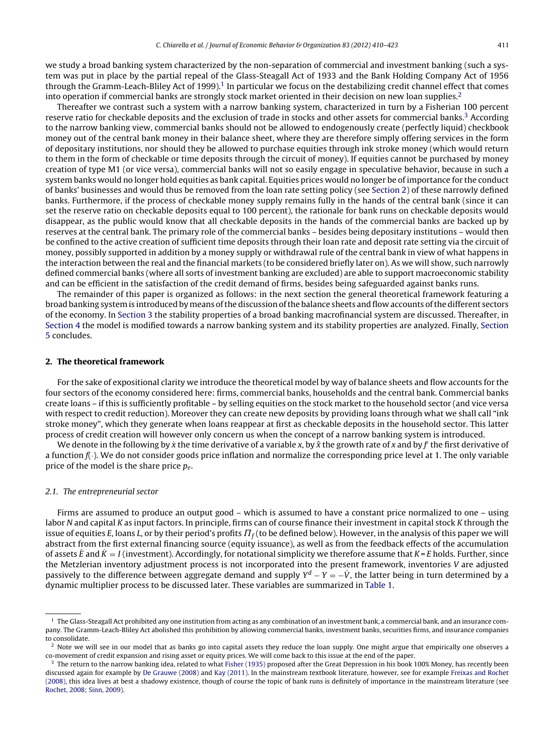we study a broad banking system characterized by the non-separation of commercial and investment banking (such a system was put in place by the partial repeal of the Glass-Steagall Act of 1933 and the Bank Holding Company Act of 1956 through the Gramm-Leach-Bliley Act of 1999).[1] In particular we focus on the destabilizing credit channel effect that comes into operation if commercial banks are strongly stock market oriented in their decision on new loan supplies.[2]

Thereafter we contrast such a system with a narrow banking system, characterized in turn by a Fisherian 100 percent reserve ratio for checkable deposits and the exclusion of trade in stocks and other assets for commercial banks.[3] According to the narrow banking view, commercial banks should not be allowed to endogenously create (perfectly liquid) checkbook money out of the central bank money in their balance sheet, where they are therefore simply offering services in the form of depositary institutions, nor should they be allowed to purchase equities through ink stroke money (which would return to them in the form of checkable or time deposits through the circuit of money). If equities cannot be purchased by money creation of type M1 (or vice versa), commercial banks will not so easily engage in speculative behavior, because in such a system banks would no longer hold equities as bank capital. Equities prices would no longer be of importance for the conduct of banks' businesses and would thus be removed from the loan rate setting policy (see Section 2) of these narrowly defined banks. Furthermore, if the process of checkable money supply remains fully in the hands of the central bank (since it can set the reserve ratio on checkable deposits equal to 100 percent), the rationale for bank runs on checkable deposits would disappear, as the public would know that all checkable deposits in the hands of the commercial banks are backed up by reserves at the central bank. The primary role of the commercial banks – besides being depositary institutions – would then be confined to the active creation of sufficient time deposits through their loan rate and deposit rate setting via the circuit of money, possibly supported in addition by a money supply or withdrawal rule of the central bank in view of what happens in the interaction between the real and the financial markets (to be considered briefly later on). As we will show, such narrowly defined commercial banks (where all sorts of investment banking are excluded) are able to support macroeconomic stability and can be efficient in the satisfaction of the credit demand of firms, besides being safeguarded against banks runs.

The remainder of this paper is organized as follows: in the next section the general theoretical framework featuring a broad banking system is introduced by means of the discussion of the balance sheets and flow accounts of the different sectors of the economy. In Section 3 the stability properties of a broad banking macrofinancial system are discussed. Thereafter, in Section 4 the model is modified towards a narrow banking system and its stability properties are analyzed. Finally, Section 5 concludes.

## 2. The theoretical framework

For the sake of expositional clarity we introduce the theoretical model by way of balance sheets and flow accounts for the four sectors of the economy considered here: firms, commercial banks, households and the central bank. Commercial banks create loans – if this is sufficiently profitable – by selling equities on the stock market to the household sector (and vice versa with respect to credit reduction). Moreover they can create new deposits by providing loans through what we shall call "ink stroke money", which they generate when loans reappear at first as checkable deposits in the household sector. This latter process of credit creation will however only concern us when the concept of a narrow banking system is introduced.

We denote in the following by $\dot{x}$ the time derivative of a variable $x$, by $\hat{x}$ the growth rate of $x$ and by $f'$ the first derivative of a function $f(\cdot)$. We do not consider goods price inflation and normalize the corresponding price level at 1. The only variable price of the model is the share price $p_e$.

### 2.1. The entrepreneurial sector

Firms are assumed to produce an output good – which is assumed to have a constant price normalized to one – using labor $N$ and capital $K$ as input factors. In principle, firms can of course finance their investment in capital stock $K$ through the issue of equities $E$, loans $L$, or by their period's profits $\Pi_f$ (to be defined below). However, in the analysis of this paper we will abstract from the first external financing source (equity issuance), as well as from the feedback effects of the accumulation of assets $\dot{E}$ and $\dot{K} = I$ (investment). Accordingly, for notational simplicity we therefore assume that $K = E$ holds. Further, since the Metzlerian inventory adjustment process is not incorporated into the present framework, inventories $V$ are adjusted passively to the difference between aggregate demand and supply $Y^d - Y = -\dot{V}$, the latter being in turn determined by a dynamic multiplier process to be discussed later. These variables are summarized in Table 1.

[1] The Glass-Steagall Act prohibited any one institution from acting as any combination of an investment bank, a commercial bank, and an insurance company. The Gramm-Leach-Bliley Act abolished this prohibition by allowing commercial banks, investment banks, securities firms, and insurance companies to consolidate.

[2] Note we will see in our model that as banks go into capital assets they reduce the loan supply. One might argue that empirically one observes a co-movement of credit expansion and rising asset or equity prices. We will come back to this issue at the end of the paper.

[3] The return to the narrow banking idea, related to what Fisher (1935) proposed after the Great Depression in his book 100% Money, has recently been discussed again for example by De Grauwe (2008) and Kay (2011). In the mainstream textbook literature, however, see for example Freixas and Rochet (2008), this idea lives at best a shadowy existence, though of course the topic of bank runs is definitely of importance in the mainstream literature (see Rochet, 2008; Sinn, 2009).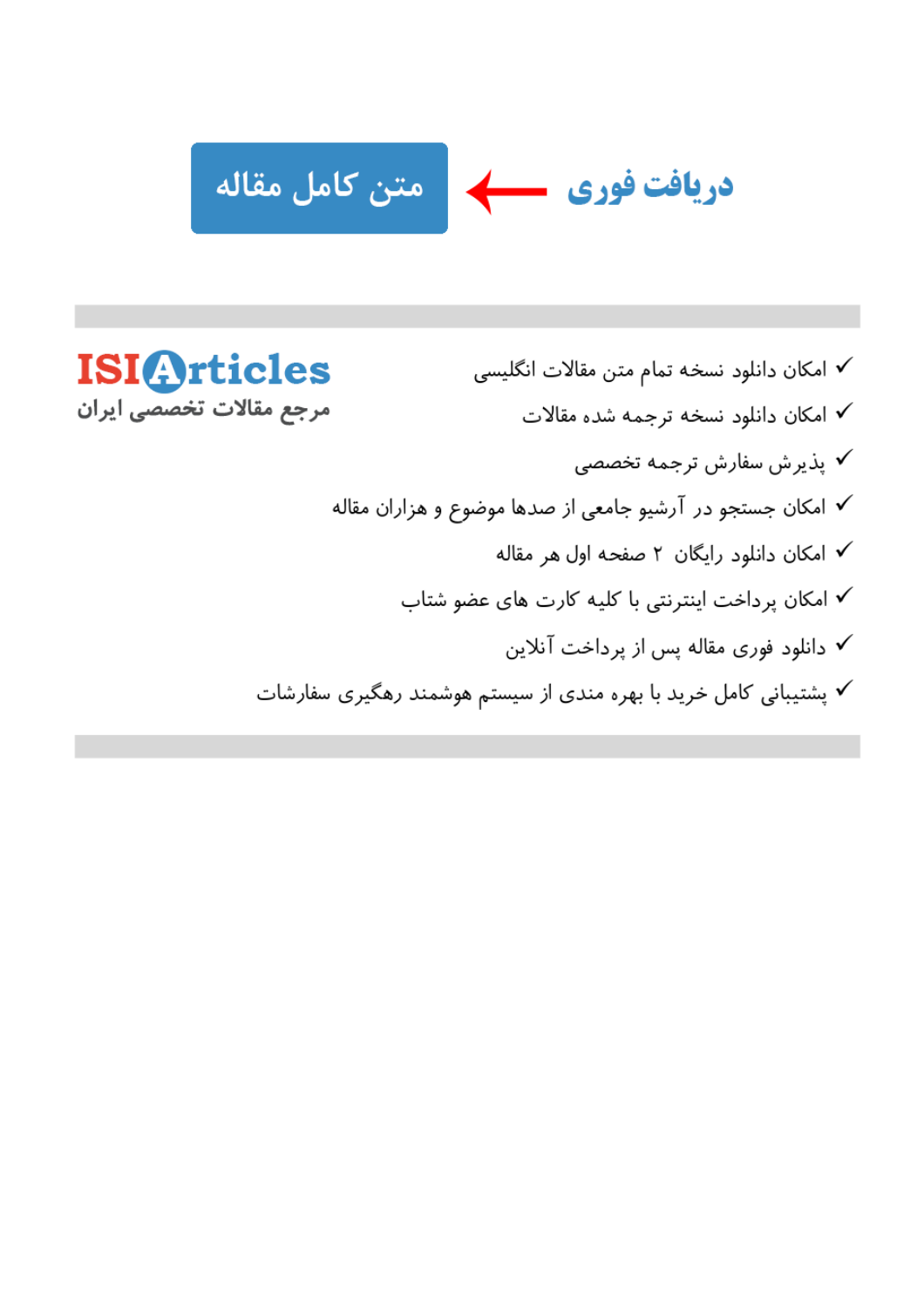دریافت فوری ← متن کامل مقاله

ISIArticles
مرجع مقالات تخصصی ایران

- ✓ امکان دانلود نسخه تمام متن مقالات انگلیسی
- ✓ امکان دانلود نسخه ترجمه شده مقالات
- ✓ پذیرش سفارش ترجمه تخصصی
- ✓ امکان جستجو در آرشیو جامعی از صدها موضوع و هزاران مقاله
- ✓ امکان دانلود رایگان ۲ صفحه اول هر مقاله
- ✓ امکان پرداخت اینترنتی با کلیه کارت های عضو شتاب
- ✓ دانلود فوری مقاله پس از پرداخت آنلاین
- ✓ پشتیبانی کامل خرید با بهره مندی از سیستم هوشمند رهگیری سفارشات